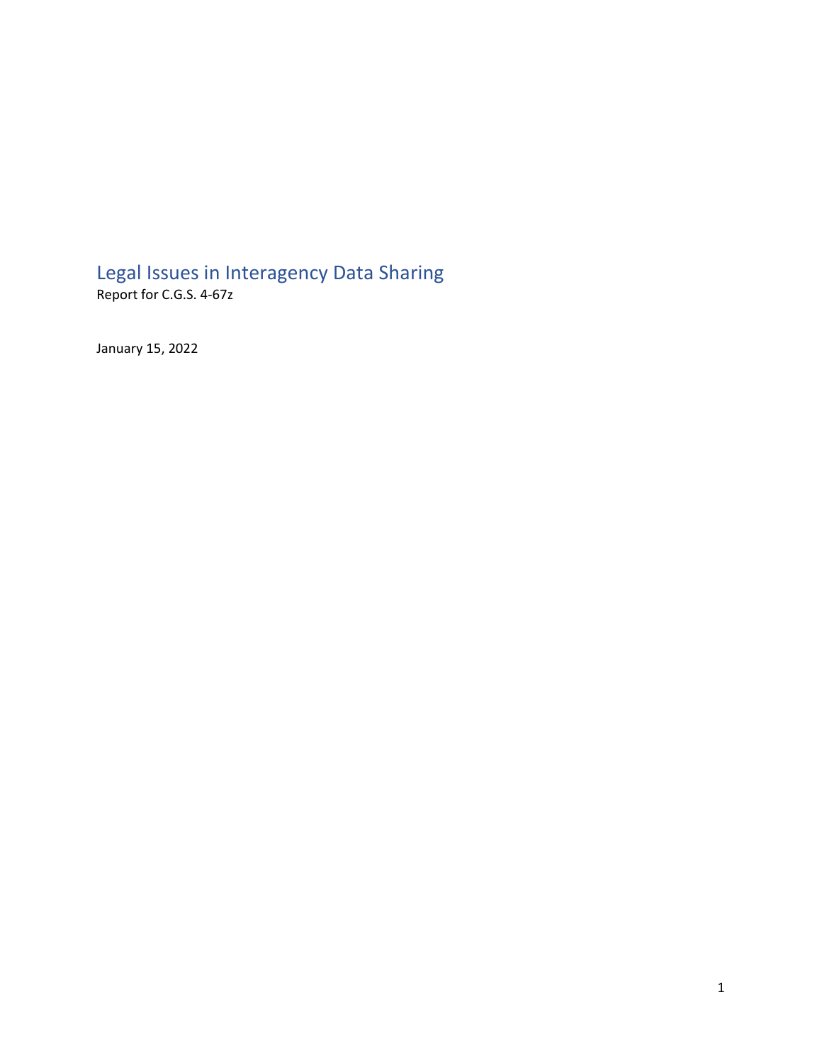# Legal Issues in Interagency Data Sharing

Report for C.G.S. 4-67z

January 15, 2022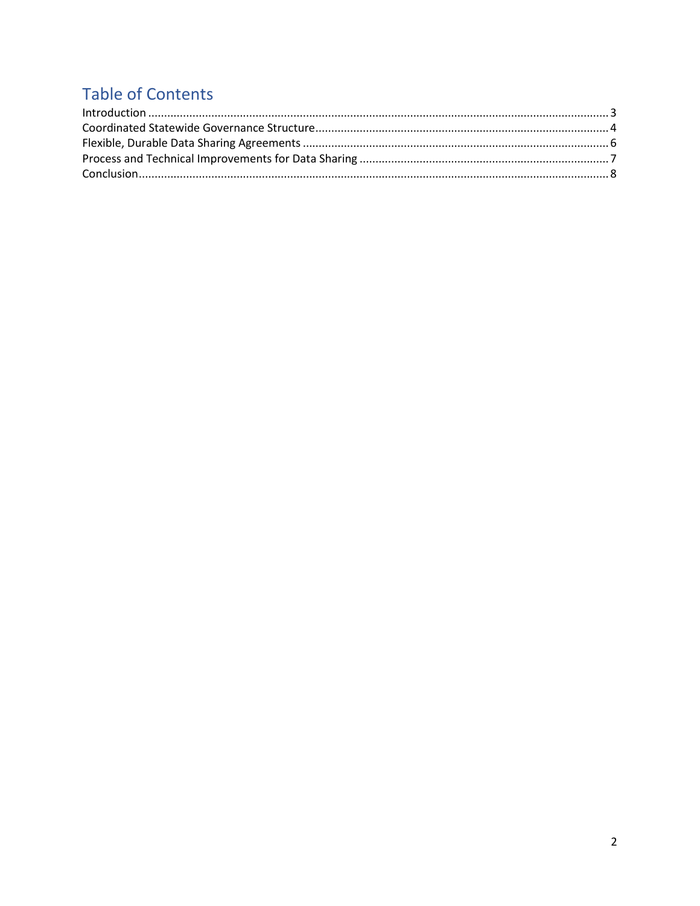# Table of Contents

Introduction ........................................................ 3
Coordinated Statewide Governance Structure ........................................................ 4
Flexible, Durable Data Sharing Agreements ........................................................ 6
Process and Technical Improvements for Data Sharing ........................................................ 7
Conclusion ........................................................ 8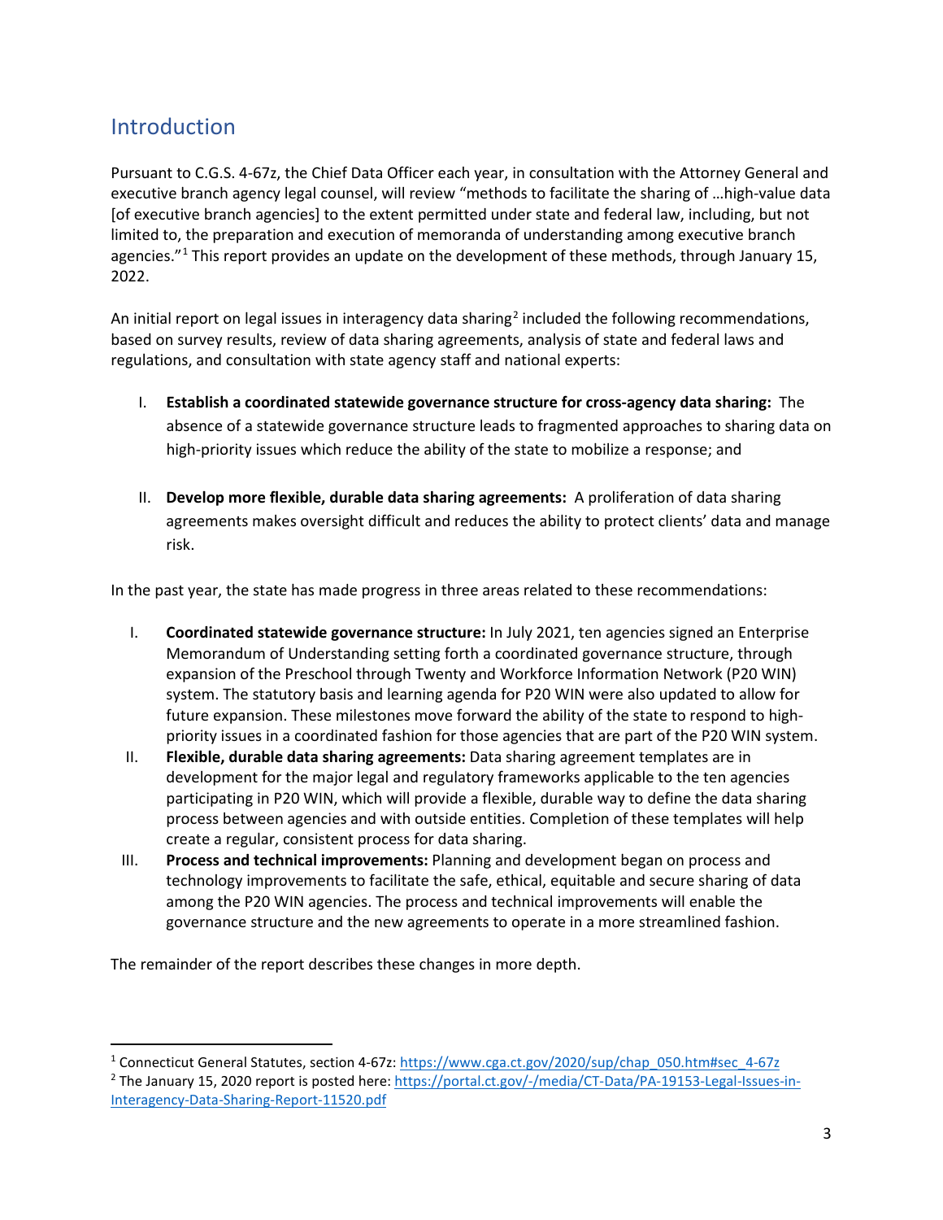## Introduction

Pursuant to C.G.S. 4-67z, the Chief Data Officer each year, in consultation with the Attorney General and executive branch agency legal counsel, will review "methods to facilitate the sharing of …high-value data [of executive branch agencies] to the extent permitted under state and federal law, including, but not limited to, the preparation and execution of memoranda of understanding among executive branch agencies."[1] This report provides an update on the development of these methods, through January 15, 2022.

An initial report on legal issues in interagency data sharing[2] included the following recommendations, based on survey results, review of data sharing agreements, analysis of state and federal laws and regulations, and consultation with state agency staff and national experts:

I. **Establish a coordinated statewide governance structure for cross-agency data sharing:** The absence of a statewide governance structure leads to fragmented approaches to sharing data on high-priority issues which reduce the ability of the state to mobilize a response; and

II. **Develop more flexible, durable data sharing agreements:** A proliferation of data sharing agreements makes oversight difficult and reduces the ability to protect clients' data and manage risk.

In the past year, the state has made progress in three areas related to these recommendations:

I. **Coordinated statewide governance structure:** In July 2021, ten agencies signed an Enterprise Memorandum of Understanding setting forth a coordinated governance structure, through expansion of the Preschool through Twenty and Workforce Information Network (P20 WIN) system. The statutory basis and learning agenda for P20 WIN were also updated to allow for future expansion. These milestones move forward the ability of the state to respond to high-priority issues in a coordinated fashion for those agencies that are part of the P20 WIN system.
II. **Flexible, durable data sharing agreements:** Data sharing agreement templates are in development for the major legal and regulatory frameworks applicable to the ten agencies participating in P20 WIN, which will provide a flexible, durable way to define the data sharing process between agencies and with outside entities. Completion of these templates will help create a regular, consistent process for data sharing.
III. **Process and technical improvements:** Planning and development began on process and technology improvements to facilitate the safe, ethical, equitable and secure sharing of data among the P20 WIN agencies. The process and technical improvements will enable the governance structure and the new agreements to operate in a more streamlined fashion.

The remainder of the report describes these changes in more depth.

---

[1] Connecticut General Statutes, section 4-67z: https://www.cga.ct.gov/2020/sup/chap_050.htm#sec_4-67z

[2] The January 15, 2020 report is posted here: https://portal.ct.gov/-/media/CT-Data/PA-19153-Legal-Issues-in-Interagency-Data-Sharing-Report-11520.pdf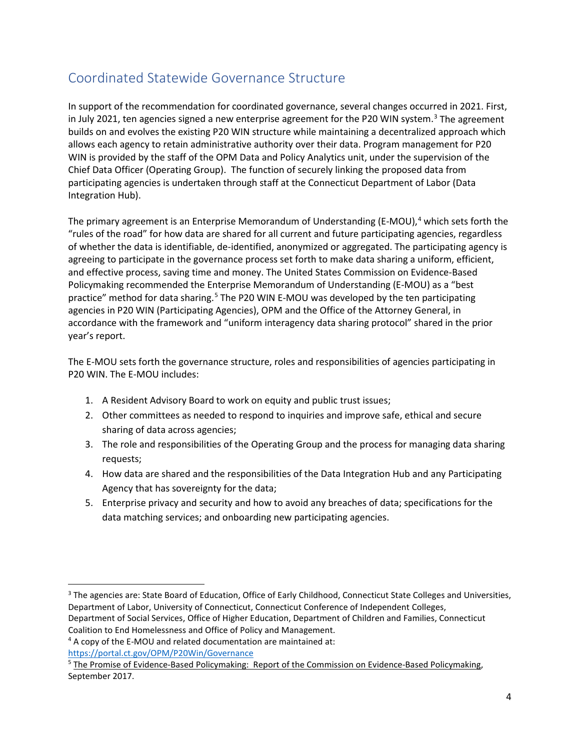## Coordinated Statewide Governance Structure

In support of the recommendation for coordinated governance, several changes occurred in 2021. First, in July 2021, ten agencies signed a new enterprise agreement for the P20 WIN system.[3] The agreement builds on and evolves the existing P20 WIN structure while maintaining a decentralized approach which allows each agency to retain administrative authority over their data. Program management for P20 WIN is provided by the staff of the OPM Data and Policy Analytics unit, under the supervision of the Chief Data Officer (Operating Group). The function of securely linking the proposed data from participating agencies is undertaken through staff at the Connecticut Department of Labor (Data Integration Hub).

The primary agreement is an Enterprise Memorandum of Understanding (E-MOU),[4] which sets forth the "rules of the road" for how data are shared for all current and future participating agencies, regardless of whether the data is identifiable, de-identified, anonymized or aggregated. The participating agency is agreeing to participate in the governance process set forth to make data sharing a uniform, efficient, and effective process, saving time and money. The United States Commission on Evidence-Based Policymaking recommended the Enterprise Memorandum of Understanding (E-MOU) as a "best practice" method for data sharing.[5] The P20 WIN E-MOU was developed by the ten participating agencies in P20 WIN (Participating Agencies), OPM and the Office of the Attorney General, in accordance with the framework and "uniform interagency data sharing protocol" shared in the prior year's report.

The E-MOU sets forth the governance structure, roles and responsibilities of agencies participating in P20 WIN. The E-MOU includes:

1. A Resident Advisory Board to work on equity and public trust issues;
2. Other committees as needed to respond to inquiries and improve safe, ethical and secure sharing of data across agencies;
3. The role and responsibilities of the Operating Group and the process for managing data sharing requests;
4. How data are shared and the responsibilities of the Data Integration Hub and any Participating Agency that has sovereignty for the data;
5. Enterprise privacy and security and how to avoid any breaches of data; specifications for the data matching services; and onboarding new participating agencies.

---

[3] The agencies are: State Board of Education, Office of Early Childhood, Connecticut State Colleges and Universities, Department of Labor, University of Connecticut, Connecticut Conference of Independent Colleges, Department of Social Services, Office of Higher Education, Department of Children and Families, Connecticut Coalition to End Homelessness and Office of Policy and Management.

[4] A copy of the E-MOU and related documentation are maintained at: https://portal.ct.gov/OPM/P20Win/Governance

[5] The Promise of Evidence-Based Policymaking: Report of the Commission on Evidence-Based Policymaking, September 2017.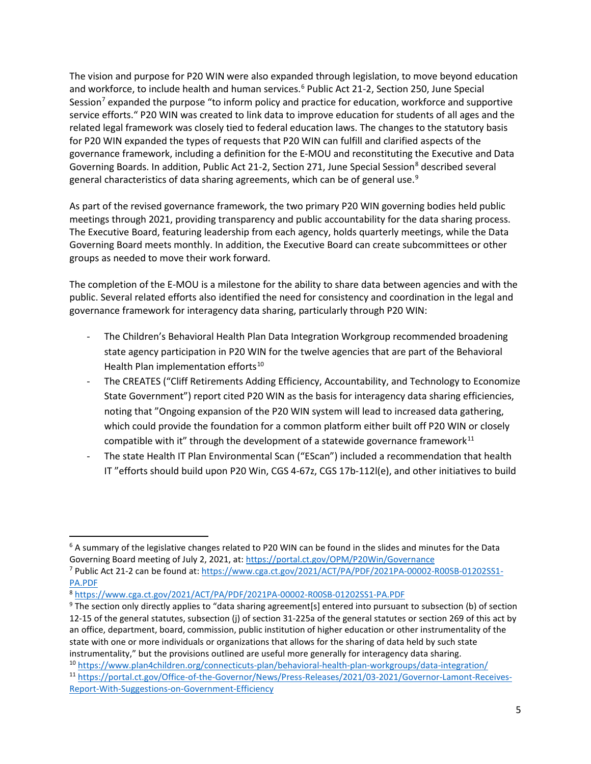The vision and purpose for P20 WIN were also expanded through legislation, to move beyond education and workforce, to include health and human services.[6] Public Act 21-2, Section 250, June Special Session[7] expanded the purpose "to inform policy and practice for education, workforce and supportive service efforts." P20 WIN was created to link data to improve education for students of all ages and the related legal framework was closely tied to federal education laws. The changes to the statutory basis for P20 WIN expanded the types of requests that P20 WIN can fulfill and clarified aspects of the governance framework, including a definition for the E-MOU and reconstituting the Executive and Data Governing Boards. In addition, Public Act 21-2, Section 271, June Special Session[8] described several general characteristics of data sharing agreements, which can be of general use.[9]

As part of the revised governance framework, the two primary P20 WIN governing bodies held public meetings through 2021, providing transparency and public accountability for the data sharing process. The Executive Board, featuring leadership from each agency, holds quarterly meetings, while the Data Governing Board meets monthly. In addition, the Executive Board can create subcommittees or other groups as needed to move their work forward.

The completion of the E-MOU is a milestone for the ability to share data between agencies and with the public. Several related efforts also identified the need for consistency and coordination in the legal and governance framework for interagency data sharing, particularly through P20 WIN:

- The Children's Behavioral Health Plan Data Integration Workgroup recommended broadening state agency participation in P20 WIN for the twelve agencies that are part of the Behavioral Health Plan implementation efforts[10]
- The CREATES ("Cliff Retirements Adding Efficiency, Accountability, and Technology to Economize State Government") report cited P20 WIN as the basis for interagency data sharing efficiencies, noting that "Ongoing expansion of the P20 WIN system will lead to increased data gathering, which could provide the foundation for a common platform either built off P20 WIN or closely compatible with it" through the development of a statewide governance framework[11]
- The state Health IT Plan Environmental Scan ("EScan") included a recommendation that health IT "efforts should build upon P20 Win, CGS 4-67z, CGS 17b-112l(e), and other initiatives to build

---

[6] A summary of the legislative changes related to P20 WIN can be found in the slides and minutes for the Data Governing Board meeting of July 2, 2021, at: https://portal.ct.gov/OPM/P20Win/Governance

[7] Public Act 21-2 can be found at: https://www.cga.ct.gov/2021/ACT/PA/PDF/2021PA-00002-R00SB-01202SS1-PA.PDF

[8] https://www.cga.ct.gov/2021/ACT/PA/PDF/2021PA-00002-R00SB-01202SS1-PA.PDF

[9] The section only directly applies to "data sharing agreement[s] entered into pursuant to subsection (b) of section 12-15 of the general statutes, subsection (j) of section 31-225a of the general statutes or section 269 of this act by an office, department, board, commission, public institution of higher education or other instrumentality of the state with one or more individuals or organizations that allows for the sharing of data held by such state instrumentality," but the provisions outlined are useful more generally for interagency data sharing.

[10] https://www.plan4children.org/connecticuts-plan/behavioral-health-plan-workgroups/data-integration/

[11] https://portal.ct.gov/Office-of-the-Governor/News/Press-Releases/2021/03-2021/Governor-Lamont-Receives-Report-With-Suggestions-on-Government-Efficiency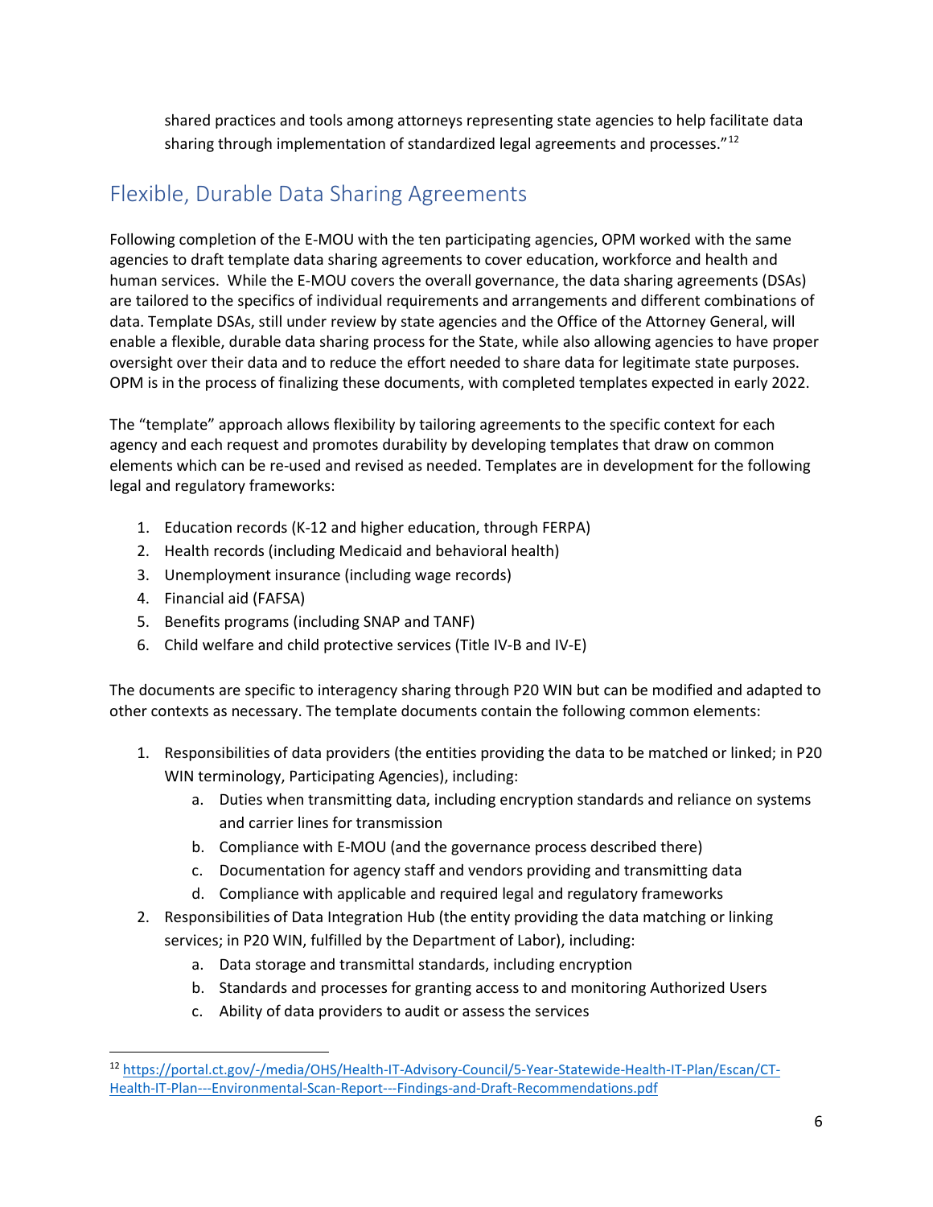shared practices and tools among attorneys representing state agencies to help facilitate data sharing through implementation of standardized legal agreements and processes."[12]

## Flexible, Durable Data Sharing Agreements

Following completion of the E-MOU with the ten participating agencies, OPM worked with the same agencies to draft template data sharing agreements to cover education, workforce and health and human services. While the E-MOU covers the overall governance, the data sharing agreements (DSAs) are tailored to the specifics of individual requirements and arrangements and different combinations of data. Template DSAs, still under review by state agencies and the Office of the Attorney General, will enable a flexible, durable data sharing process for the State, while also allowing agencies to have proper oversight over their data and to reduce the effort needed to share data for legitimate state purposes. OPM is in the process of finalizing these documents, with completed templates expected in early 2022.

The "template" approach allows flexibility by tailoring agreements to the specific context for each agency and each request and promotes durability by developing templates that draw on common elements which can be re-used and revised as needed. Templates are in development for the following legal and regulatory frameworks:

1. Education records (K-12 and higher education, through FERPA)
2. Health records (including Medicaid and behavioral health)
3. Unemployment insurance (including wage records)
4. Financial aid (FAFSA)
5. Benefits programs (including SNAP and TANF)
6. Child welfare and child protective services (Title IV-B and IV-E)

The documents are specific to interagency sharing through P20 WIN but can be modified and adapted to other contexts as necessary. The template documents contain the following common elements:

1. Responsibilities of data providers (the entities providing the data to be matched or linked; in P20 WIN terminology, Participating Agencies), including:
    a. Duties when transmitting data, including encryption standards and reliance on systems and carrier lines for transmission
    b. Compliance with E-MOU (and the governance process described there)
    c. Documentation for agency staff and vendors providing and transmitting data
    d. Compliance with applicable and required legal and regulatory frameworks
2. Responsibilities of Data Integration Hub (the entity providing the data matching or linking services; in P20 WIN, fulfilled by the Department of Labor), including:
    a. Data storage and transmittal standards, including encryption
    b. Standards and processes for granting access to and monitoring Authorized Users
    c. Ability of data providers to audit or assess the services

[12] https://portal.ct.gov/-/media/OHS/Health-IT-Advisory-Council/5-Year-Statewide-Health-IT-Plan/Escan/CT-Health-IT-Plan---Environmental-Scan-Report---Findings-and-Draft-Recommendations.pdf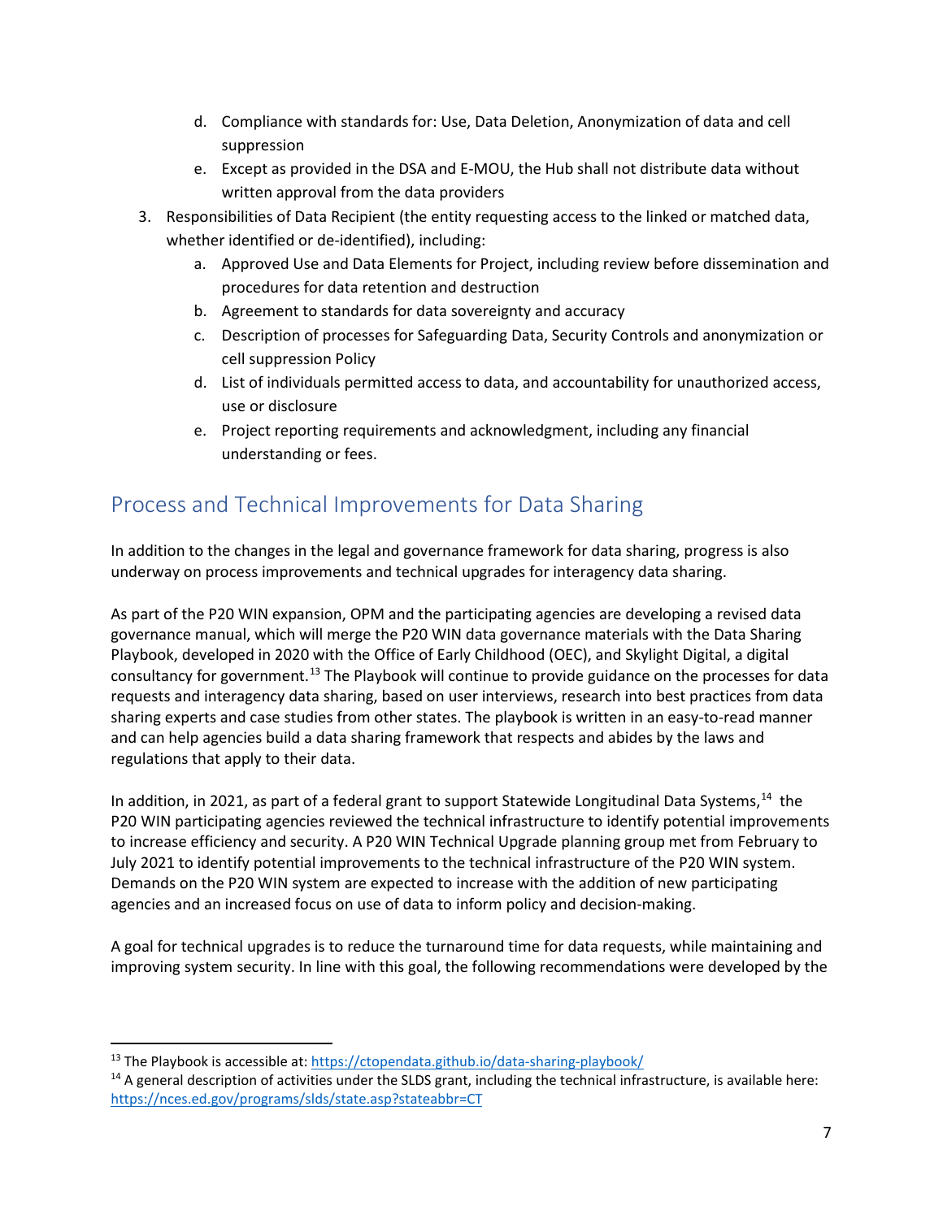d. Compliance with standards for: Use, Data Deletion, Anonymization of data and cell suppression
   e. Except as provided in the DSA and E-MOU, the Hub shall not distribute data without written approval from the data providers

3. Responsibilities of Data Recipient (the entity requesting access to the linked or matched data, whether identified or de-identified), including:
   a. Approved Use and Data Elements for Project, including review before dissemination and procedures for data retention and destruction
   b. Agreement to standards for data sovereignty and accuracy
   c. Description of processes for Safeguarding Data, Security Controls and anonymization or cell suppression Policy
   d. List of individuals permitted access to data, and accountability for unauthorized access, use or disclosure
   e. Project reporting requirements and acknowledgment, including any financial understanding or fees.

## Process and Technical Improvements for Data Sharing

In addition to the changes in the legal and governance framework for data sharing, progress is also underway on process improvements and technical upgrades for interagency data sharing.

As part of the P20 WIN expansion, OPM and the participating agencies are developing a revised data governance manual, which will merge the P20 WIN data governance materials with the Data Sharing Playbook, developed in 2020 with the Office of Early Childhood (OEC), and Skylight Digital, a digital consultancy for government.[13] The Playbook will continue to provide guidance on the processes for data requests and interagency data sharing, based on user interviews, research into best practices from data sharing experts and case studies from other states. The playbook is written in an easy-to-read manner and can help agencies build a data sharing framework that respects and abides by the laws and regulations that apply to their data.

In addition, in 2021, as part of a federal grant to support Statewide Longitudinal Data Systems,[14] the P20 WIN participating agencies reviewed the technical infrastructure to identify potential improvements to increase efficiency and security. A P20 WIN Technical Upgrade planning group met from February to July 2021 to identify potential improvements to the technical infrastructure of the P20 WIN system. Demands on the P20 WIN system are expected to increase with the addition of new participating agencies and an increased focus on use of data to inform policy and decision-making.

A goal for technical upgrades is to reduce the turnaround time for data requests, while maintaining and improving system security. In line with this goal, the following recommendations were developed by the

---

[13] The Playbook is accessible at: https://ctopendata.github.io/data-sharing-playbook/

[14] A general description of activities under the SLDS grant, including the technical infrastructure, is available here: https://nces.ed.gov/programs/slds/state.asp?stateabbr=CT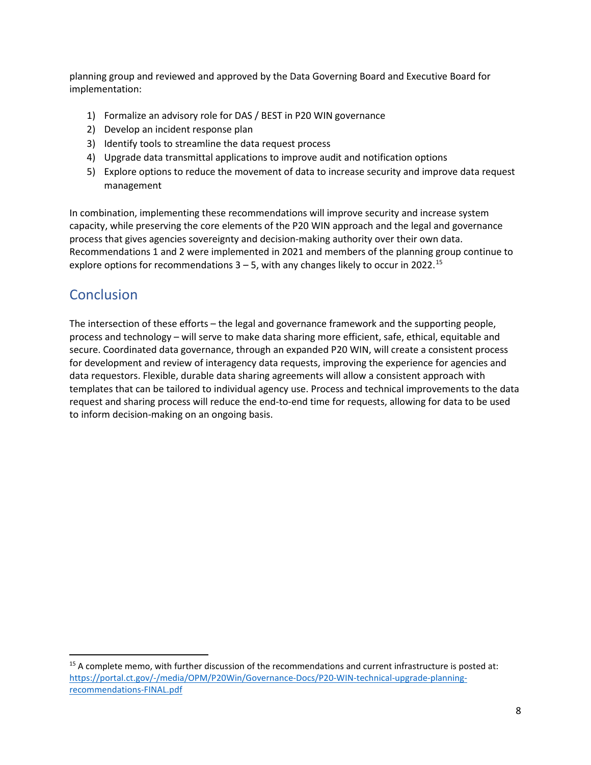planning group and reviewed and approved by the Data Governing Board and Executive Board for implementation:

1) Formalize an advisory role for DAS / BEST in P20 WIN governance
2) Develop an incident response plan
3) Identify tools to streamline the data request process
4) Upgrade data transmittal applications to improve audit and notification options
5) Explore options to reduce the movement of data to increase security and improve data request management

In combination, implementing these recommendations will improve security and increase system capacity, while preserving the core elements of the P20 WIN approach and the legal and governance process that gives agencies sovereignty and decision-making authority over their own data. Recommendations 1 and 2 were implemented in 2021 and members of the planning group continue to explore options for recommendations 3 – 5, with any changes likely to occur in 2022.[15]

## Conclusion

The intersection of these efforts – the legal and governance framework and the supporting people, process and technology – will serve to make data sharing more efficient, safe, ethical, equitable and secure. Coordinated data governance, through an expanded P20 WIN, will create a consistent process for development and review of interagency data requests, improving the experience for agencies and data requestors. Flexible, durable data sharing agreements will allow a consistent approach with templates that can be tailored to individual agency use. Process and technical improvements to the data request and sharing process will reduce the end-to-end time for requests, allowing for data to be used to inform decision-making on an ongoing basis.

---

[15] A complete memo, with further discussion of the recommendations and current infrastructure is posted at: https://portal.ct.gov/-/media/OPM/P20Win/Governance-Docs/P20-WIN-technical-upgrade-planning-recommendations-FINAL.pdf